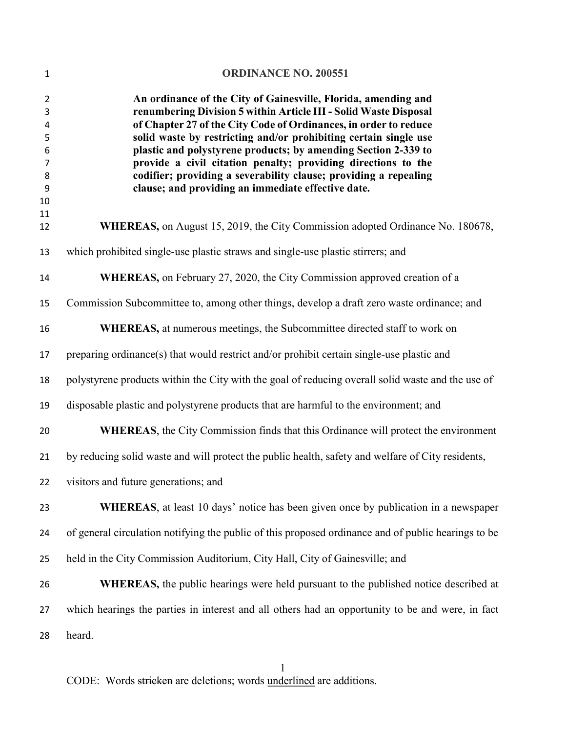# ORDINANCE NO. 200551

**An ordinance of the City of Gainesville, Florida, amending and renumbering Division 5 within Article III - Solid Waste Disposal of Chapter 27 of the City Code of Ordinances, in order to reduce solid waste by restricting and/or prohibiting certain single use plastic and polystyrene products; by amending Section 2-339 to provide a civil citation penalty; providing directions to the codifier; providing a severability clause; providing a repealing clause; and providing an immediate effective date.**

**WHEREAS,** on August 15, 2019, the City Commission adopted Ordinance No. 180678, which prohibited single-use plastic straws and single-use plastic stirrers; and

**WHEREAS,** on February 27, 2020, the City Commission approved creation of a Commission Subcommittee to, among other things, develop a draft zero waste ordinance; and

**WHEREAS,** at numerous meetings, the Subcommittee directed staff to work on preparing ordinance(s) that would restrict and/or prohibit certain single-use plastic and polystyrene products within the City with the goal of reducing overall solid waste and the use of disposable plastic and polystyrene products that are harmful to the environment; and

**WHEREAS**, the City Commission finds that this Ordinance will protect the environment by reducing solid waste and will protect the public health, safety and welfare of City residents, visitors and future generations; and

**WHEREAS**, at least 10 days' notice has been given once by publication in a newspaper of general circulation notifying the public of this proposed ordinance and of public hearings to be held in the City Commission Auditorium, City Hall, City of Gainesville; and

**WHEREAS,** the public hearings were held pursuant to the published notice described at which hearings the parties in interest and all others had an opportunity to be and were, in fact heard.

CODE: Words ~~stricken~~ are deletions; words <u>underlined</u> are additions.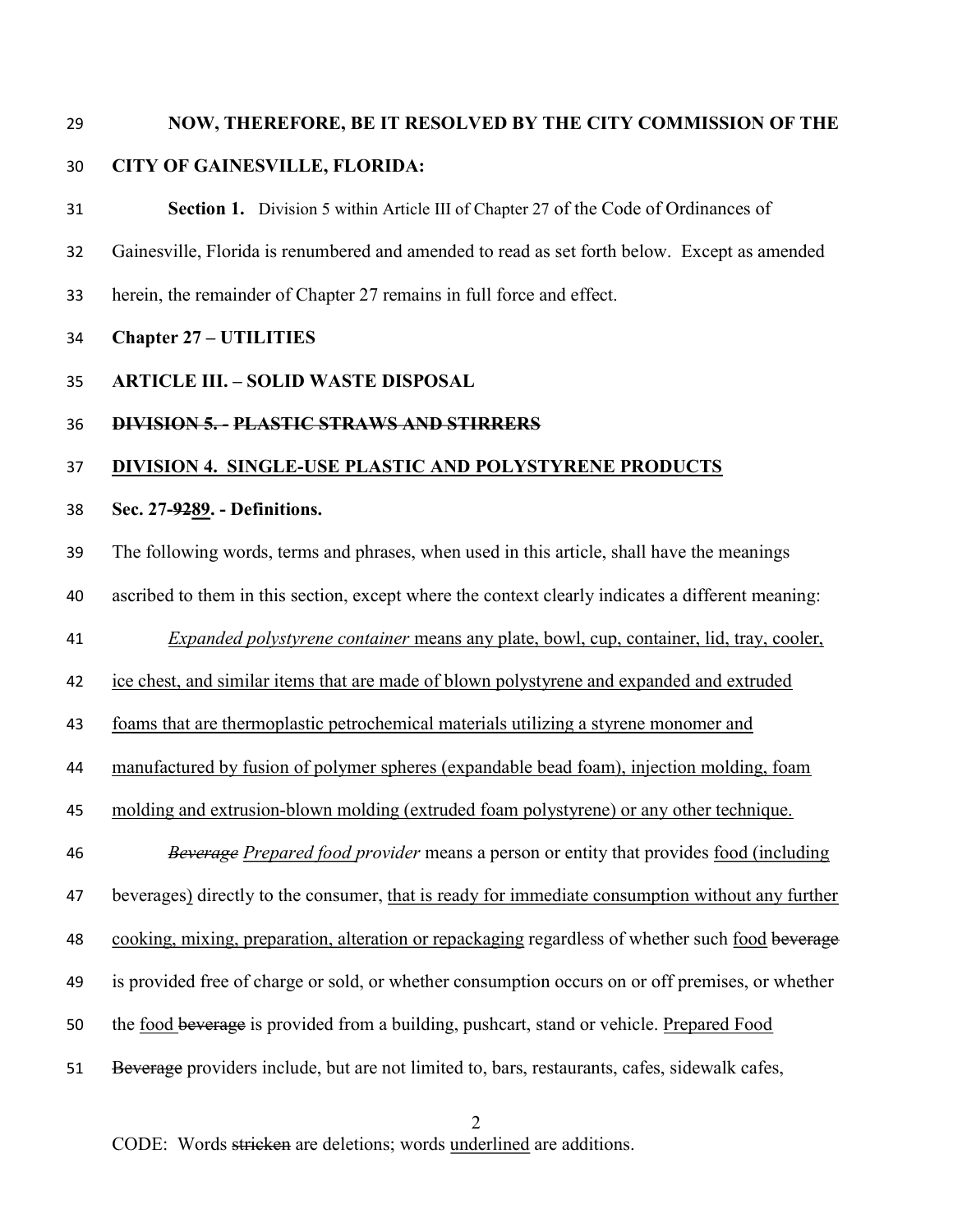**NOW, THEREFORE, BE IT RESOLVED BY THE CITY COMMISSION OF THE CITY OF GAINESVILLE, FLORIDA:**

**Section 1.** Division 5 within Article III of Chapter 27 of the Code of Ordinances of Gainesville, Florida is renumbered and amended to read as set forth below. Except as amended herein, the remainder of Chapter 27 remains in full force and effect.

**Chapter 27 – UTILITIES**

**ARTICLE III. – SOLID WASTE DISPOSAL**

~~**DIVISION 5. - PLASTIC STRAWS AND STIRRERS**~~

<u>**DIVISION 4. SINGLE-USE PLASTIC AND POLYSTYRENE PRODUCTS**</u>

**Sec. 27-~~92~~<u>89</u>. - Definitions.**

The following words, terms and phrases, when used in this article, shall have the meanings ascribed to them in this section, except where the context clearly indicates a different meaning:

<u>*Expanded polystyrene container* means any plate, bowl, cup, container, lid, tray, cooler, ice chest, and similar items that are made of blown polystyrene and expanded and extruded foams that are thermoplastic petrochemical materials utilizing a styrene monomer and manufactured by fusion of polymer spheres (expandable bead foam), injection molding, foam molding and extrusion-blown molding (extruded foam polystyrene) or any other technique.</u>

~~*Beverage*~~ <u>*Prepared food*</u> *provider* means a person or entity that provides <u>food (including</u> beverages<u>)</u> directly to the consumer, <u>that is ready for immediate consumption without any further cooking, mixing, preparation, alteration or repackaging</u> regardless of whether such <u>food</u> ~~beverage~~ is provided free of charge or sold, or whether consumption occurs on or off premises, or whether the <u>food</u> ~~beverage~~ is provided from a building, pushcart, stand or vehicle. <u>Prepared Food</u> ~~Beverage~~ providers include, but are not limited to, bars, restaurants, cafes, sidewalk cafes,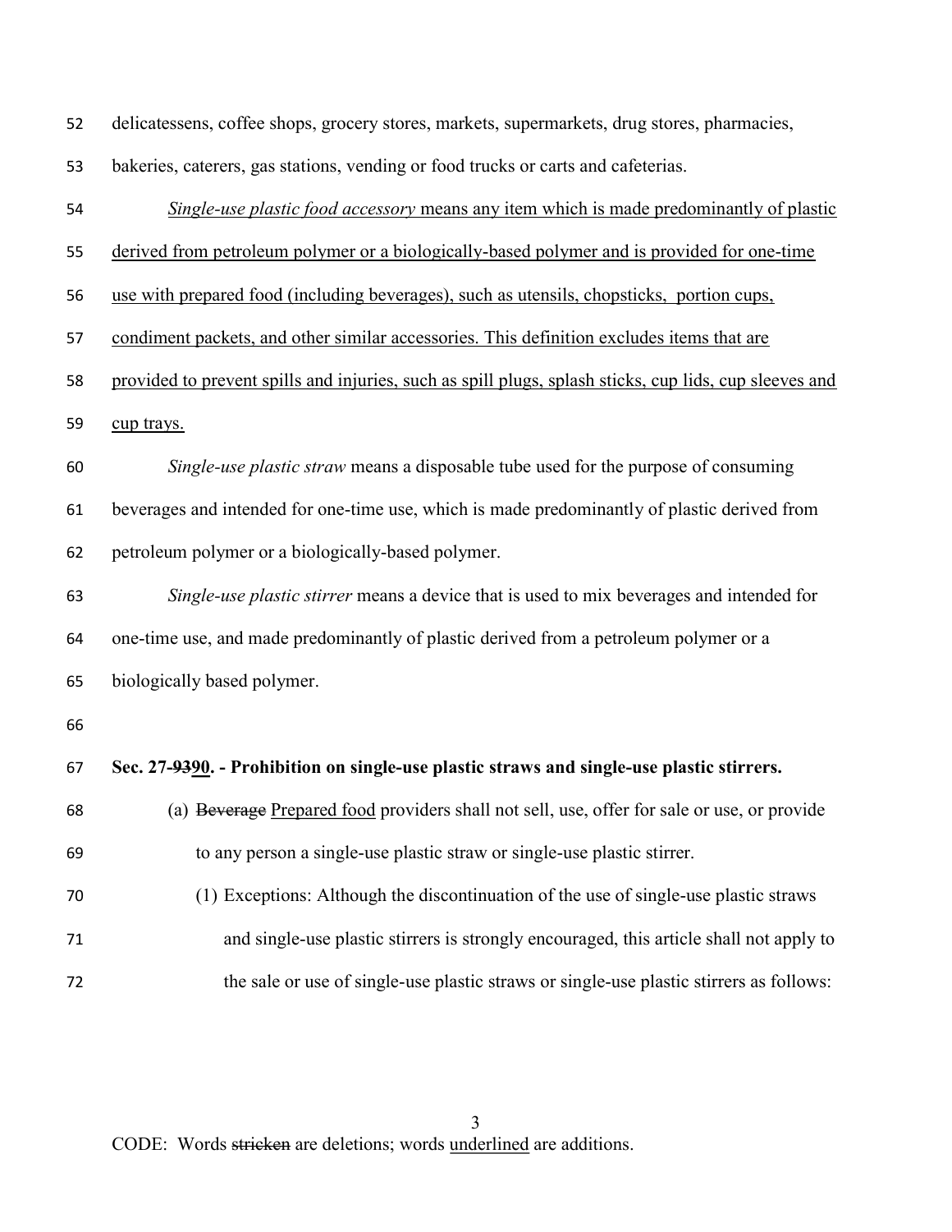delicatessens, coffee shops, grocery stores, markets, supermarkets, drug stores, pharmacies, bakeries, caterers, gas stations, vending or food trucks or carts and cafeterias.

<u>*Single-use plastic food accessory* means any item which is made predominantly of plastic derived from petroleum polymer or a biologically-based polymer and is provided for one-time use with prepared food (including beverages), such as utensils, chopsticks, portion cups, condiment packets, and other similar accessories. This definition excludes items that are provided to prevent spills and injuries, such as spill plugs, splash sticks, cup lids, cup sleeves and cup trays.</u>

*Single-use plastic straw* means a disposable tube used for the purpose of consuming beverages and intended for one-time use, which is made predominantly of plastic derived from petroleum polymer or a biologically-based polymer.

*Single-use plastic stirrer* means a device that is used to mix beverages and intended for one-time use, and made predominantly of plastic derived from a petroleum polymer or a biologically based polymer.

**Sec. 27-~~93~~<u>90</u>. - Prohibition on single-use plastic straws and single-use plastic stirrers.**

(a) ~~Beverage~~ <u>Prepared food</u> providers shall not sell, use, offer for sale or use, or provide to any person a single-use plastic straw or single-use plastic stirrer.

(1) Exceptions: Although the discontinuation of the use of single-use plastic straws and single-use plastic stirrers is strongly encouraged, this article shall not apply to the sale or use of single-use plastic straws or single-use plastic stirrers as follows:

CODE: Words ~~stricken~~ are deletions; words <u>underlined</u> are additions.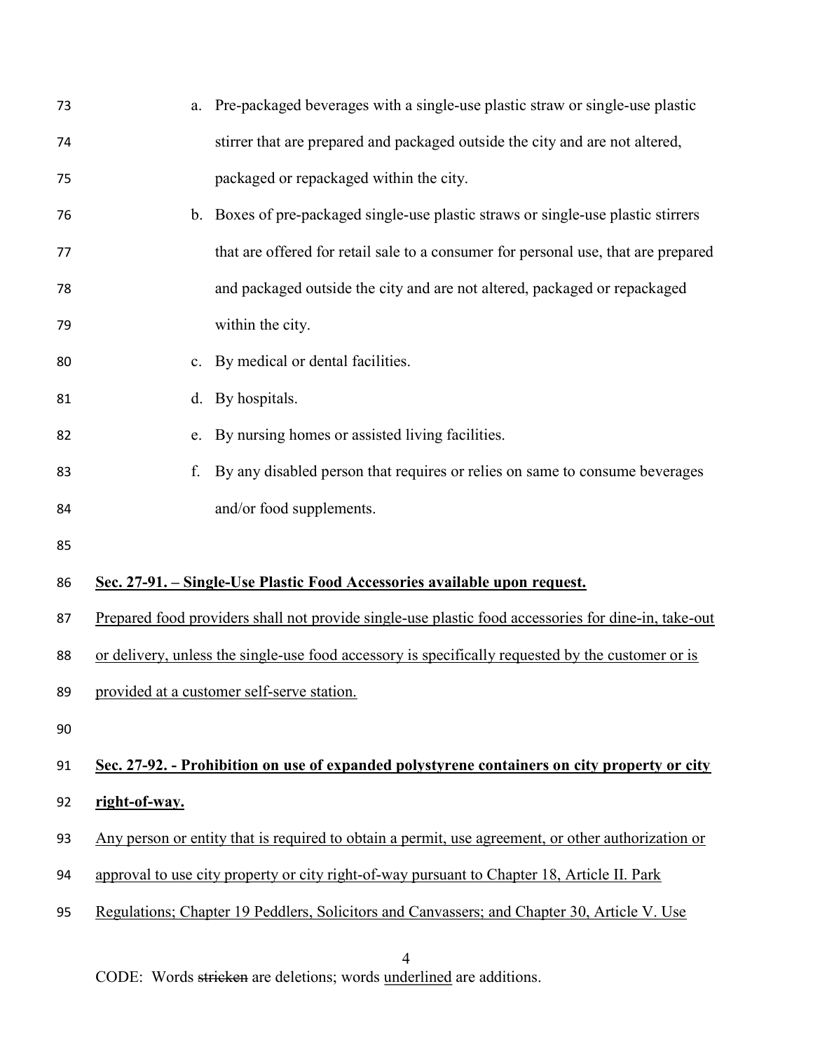a. Pre-packaged beverages with a single-use plastic straw or single-use plastic stirrer that are prepared and packaged outside the city and are not altered, packaged or repackaged within the city.

b. Boxes of pre-packaged single-use plastic straws or single-use plastic stirrers that are offered for retail sale to a consumer for personal use, that are prepared and packaged outside the city and are not altered, packaged or repackaged within the city.

c. By medical or dental facilities.

d. By hospitals.

e. By nursing homes or assisted living facilities.

f. By any disabled person that requires or relies on same to consume beverages and/or food supplements.

<u>**Sec. 27-91. – Single-Use Plastic Food Accessories available upon request.**</u>

<u>Prepared food providers shall not provide single-use plastic food accessories for dine-in, take-out or delivery, unless the single-use food accessory is specifically requested by the customer or is provided at a customer self-serve station.</u>

<u>**Sec. 27-92. - Prohibition on use of expanded polystyrene containers on city property or city right-of-way.**</u>

<u>Any person or entity that is required to obtain a permit, use agreement, or other authorization or approval to use city property or city right-of-way pursuant to Chapter 18, Article II. Park Regulations; Chapter 19 Peddlers, Solicitors and Canvassers; and Chapter 30, Article V. Use</u>

CODE: Words ~~stricken~~ are deletions; words <u>underlined</u> are additions.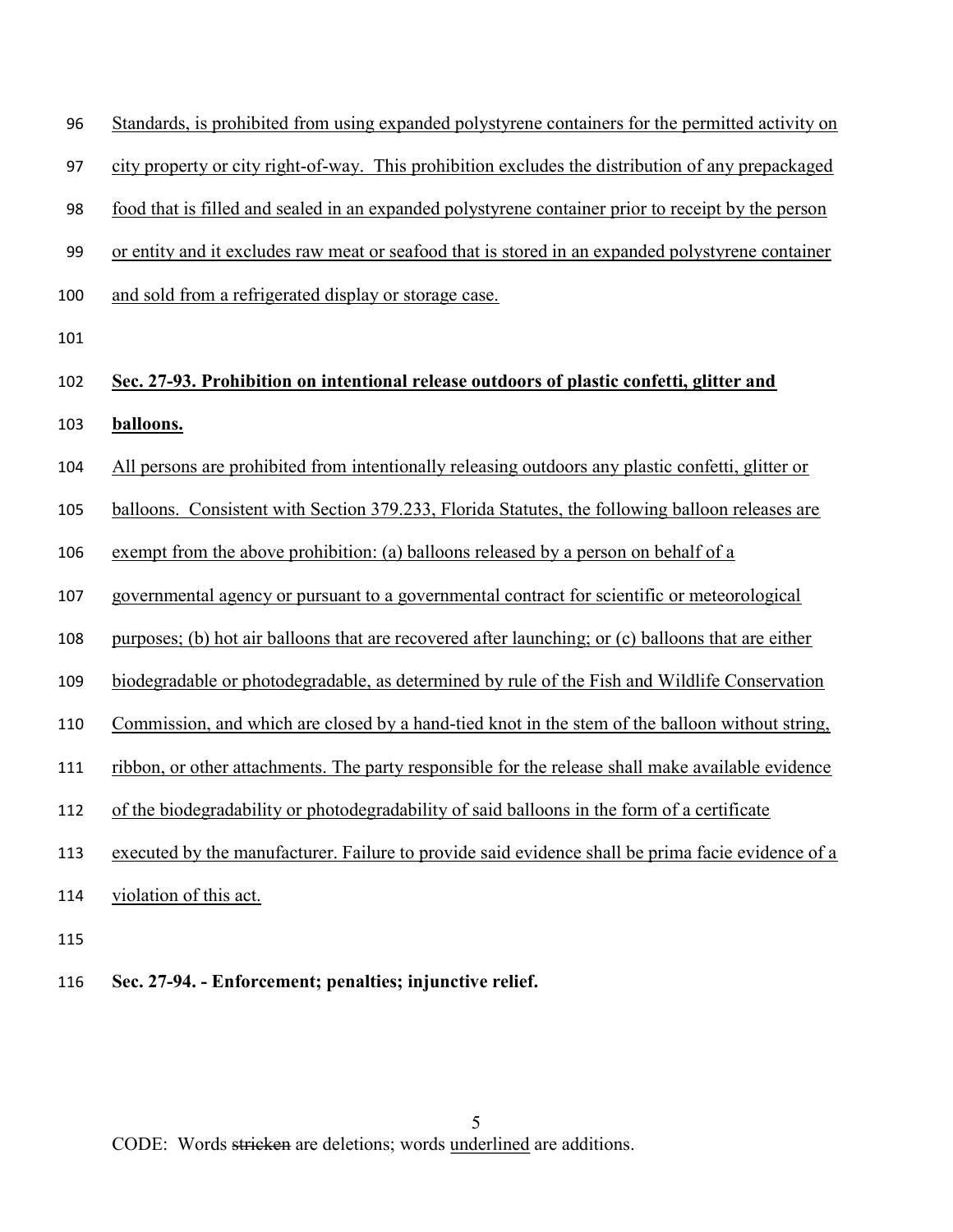Standards, is prohibited from using expanded polystyrene containers for the permitted activity on city property or city right-of-way. This prohibition excludes the distribution of any prepackaged food that is filled and sealed in an expanded polystyrene container prior to receipt by the person or entity and it excludes raw meat or seafood that is stored in an expanded polystyrene container and sold from a refrigerated display or storage case.

**Sec. 27-93. Prohibition on intentional release outdoors of plastic confetti, glitter and balloons.**

All persons are prohibited from intentionally releasing outdoors any plastic confetti, glitter or balloons. Consistent with Section 379.233, Florida Statutes, the following balloon releases are exempt from the above prohibition: (a) balloons released by a person on behalf of a governmental agency or pursuant to a governmental contract for scientific or meteorological purposes; (b) hot air balloons that are recovered after launching; or (c) balloons that are either biodegradable or photodegradable, as determined by rule of the Fish and Wildlife Conservation Commission, and which are closed by a hand-tied knot in the stem of the balloon without string, ribbon, or other attachments. The party responsible for the release shall make available evidence of the biodegradability or photodegradability of said balloons in the form of a certificate executed by the manufacturer. Failure to provide said evidence shall be prima facie evidence of a violation of this act.

**Sec. 27-94. - Enforcement; penalties; injunctive relief.**

CODE: Words ~~stricken~~ are deletions; words underlined are additions.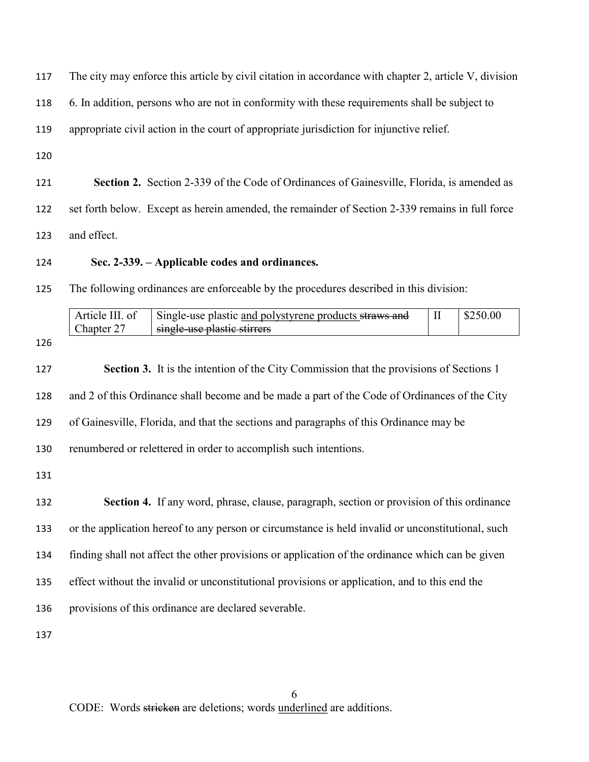The city may enforce this article by civil citation in accordance with chapter 2, article V, division 6. In addition, persons who are not in conformity with these requirements shall be subject to appropriate civil action in the court of appropriate jurisdiction for injunctive relief.

**Section 2.** Section 2-339 of the Code of Ordinances of Gainesville, Florida, is amended as set forth below. Except as herein amended, the remainder of Section 2-339 remains in full force and effect.

**Sec. 2-339. – Applicable codes and ordinances.**

The following ordinances are enforceable by the procedures described in this division:

| | | | |
|---|---|---|---|
| Article III. of Chapter 27 | Single-use plastic <u>and polystyrene products</u> ~~straws and single-use plastic stirrers~~ | II | $250.00 |

**Section 3.** It is the intention of the City Commission that the provisions of Sections 1 and 2 of this Ordinance shall become and be made a part of the Code of Ordinances of the City of Gainesville, Florida, and that the sections and paragraphs of this Ordinance may be renumbered or relettered in order to accomplish such intentions.

**Section 4.** If any word, phrase, clause, paragraph, section or provision of this ordinance or the application hereof to any person or circumstance is held invalid or unconstitutional, such finding shall not affect the other provisions or application of the ordinance which can be given effect without the invalid or unconstitutional provisions or application, and to this end the provisions of this ordinance are declared severable.

CODE: Words ~~stricken~~ are deletions; words <u>underlined</u> are additions.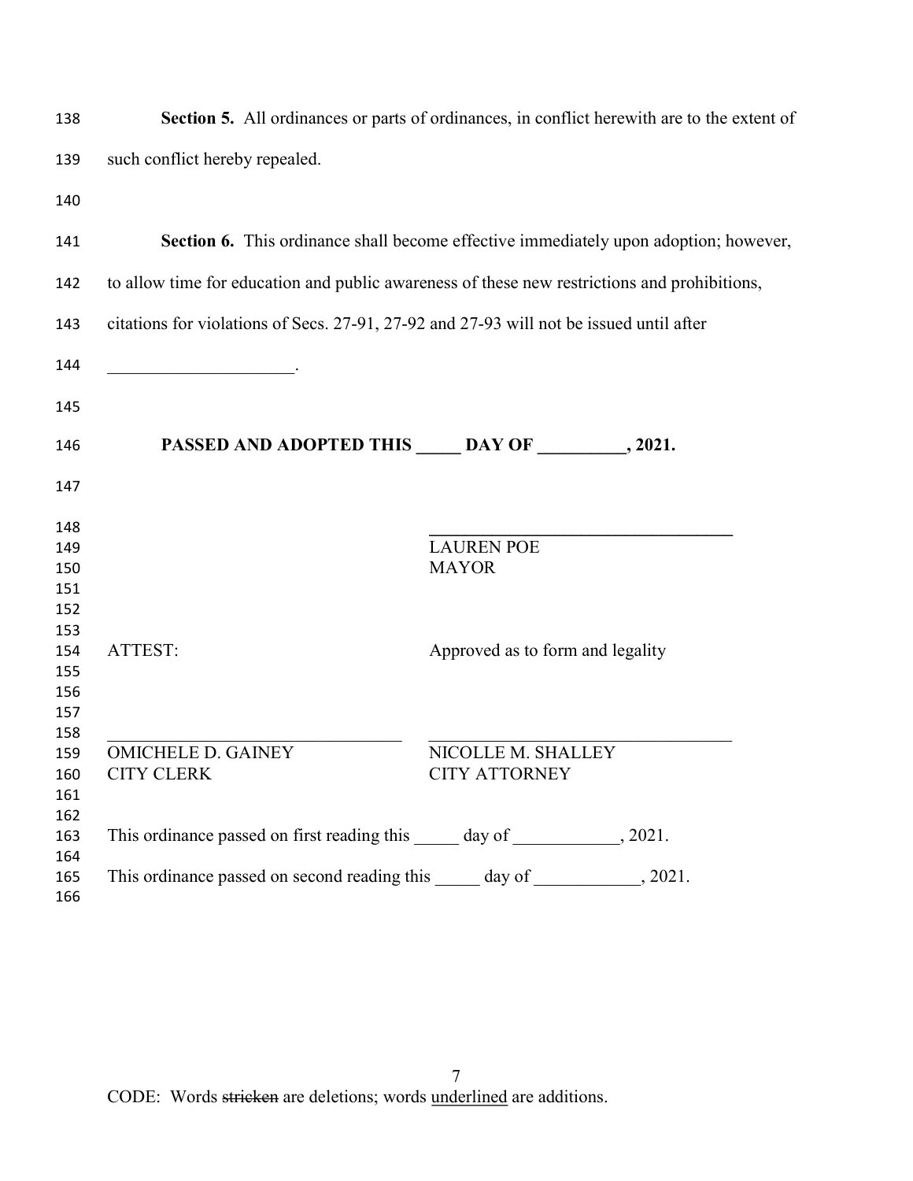**Section 5.** All ordinances or parts of ordinances, in conflict herewith are to the extent of such conflict hereby repealed.

**Section 6.** This ordinance shall become effective immediately upon adoption; however, to allow time for education and public awareness of these new restrictions and prohibitions, citations for violations of Secs. 27-91, 27-92 and 27-93 will not be issued until after _____________________.

**PASSED AND ADOPTED THIS _____ DAY OF __________, 2021.**

___________________________________
LAUREN POE
MAYOR

ATTEST:

_________________________________
OMICHELE D. GAINEY
CITY CLERK

Approved as to form and legality

_________________________________
NICOLLE M. SHALLEY
CITY ATTORNEY

This ordinance passed on first reading this _____ day of ____________, 2021.

This ordinance passed on second reading this _____ day of ____________, 2021.

CODE: Words ~~stricken~~ are deletions; words <u>underlined</u> are additions.